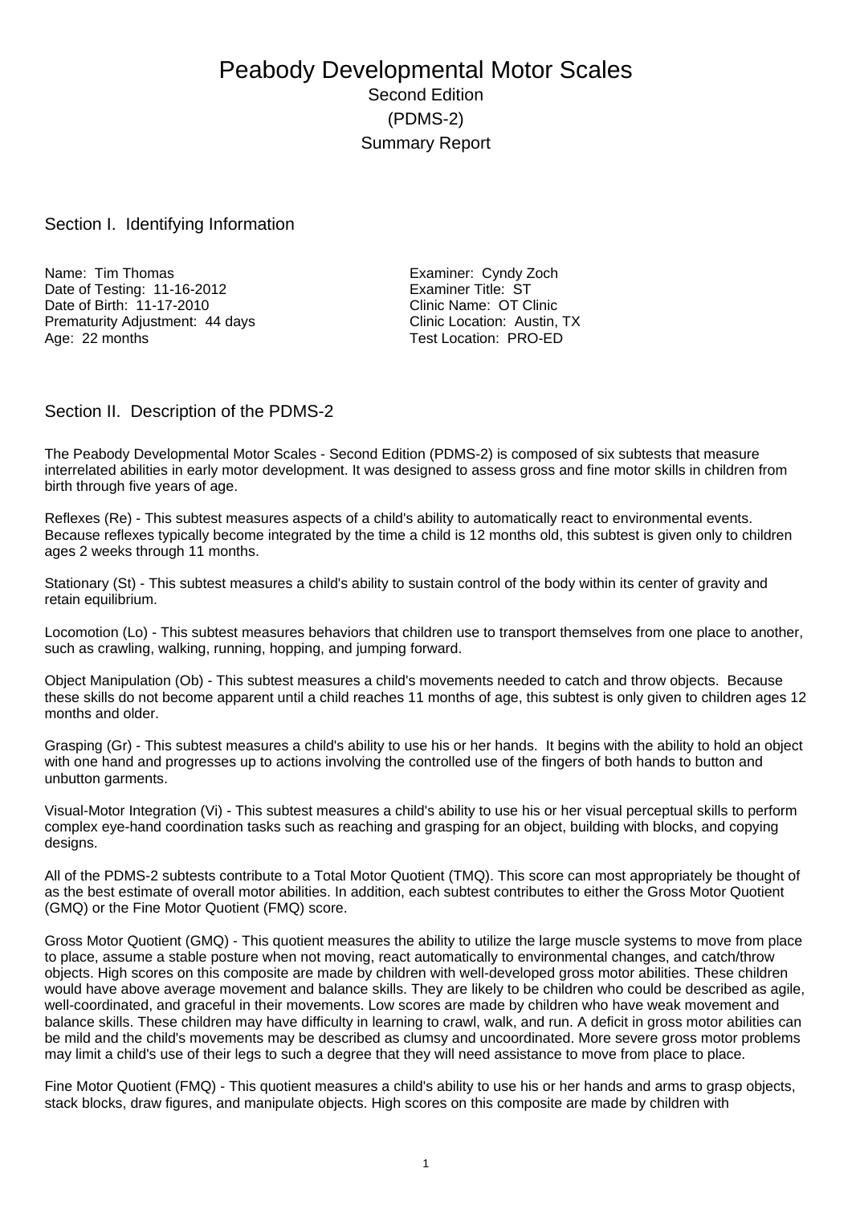# Peabody Developmental Motor Scales

Second Edition

(PDMS-2)

Summary Report

## Section I. Identifying Information

Name: Tim Thomas
Date of Testing: 11-16-2012
Date of Birth: 11-17-2010
Prematurity Adjustment: 44 days
Age: 22 months

Examiner: Cyndy Zoch
Examiner Title: ST
Clinic Name: OT Clinic
Clinic Location: Austin, TX
Test Location: PRO-ED

## Section II. Description of the PDMS-2

The Peabody Developmental Motor Scales - Second Edition (PDMS-2) is composed of six subtests that measure interrelated abilities in early motor development. It was designed to assess gross and fine motor skills in children from birth through five years of age.

Reflexes (Re) - This subtest measures aspects of a child's ability to automatically react to environmental events. Because reflexes typically become integrated by the time a child is 12 months old, this subtest is given only to children ages 2 weeks through 11 months.

Stationary (St) - This subtest measures a child's ability to sustain control of the body within its center of gravity and retain equilibrium.

Locomotion (Lo) - This subtest measures behaviors that children use to transport themselves from one place to another, such as crawling, walking, running, hopping, and jumping forward.

Object Manipulation (Ob) - This subtest measures a child's movements needed to catch and throw objects. Because these skills do not become apparent until a child reaches 11 months of age, this subtest is only given to children ages 12 months and older.

Grasping (Gr) - This subtest measures a child's ability to use his or her hands. It begins with the ability to hold an object with one hand and progresses up to actions involving the controlled use of the fingers of both hands to button and unbutton garments.

Visual-Motor Integration (Vi) - This subtest measures a child's ability to use his or her visual perceptual skills to perform complex eye-hand coordination tasks such as reaching and grasping for an object, building with blocks, and copying designs.

All of the PDMS-2 subtests contribute to a Total Motor Quotient (TMQ). This score can most appropriately be thought of as the best estimate of overall motor abilities. In addition, each subtest contributes to either the Gross Motor Quotient (GMQ) or the Fine Motor Quotient (FMQ) score.

Gross Motor Quotient (GMQ) - This quotient measures the ability to utilize the large muscle systems to move from place to place, assume a stable posture when not moving, react automatically to environmental changes, and catch/throw objects. High scores on this composite are made by children with well-developed gross motor abilities. These children would have above average movement and balance skills. They are likely to be children who could be described as agile, well-coordinated, and graceful in their movements. Low scores are made by children who have weak movement and balance skills. These children may have difficulty in learning to crawl, walk, and run. A deficit in gross motor abilities can be mild and the child's movements may be described as clumsy and uncoordinated. More severe gross motor problems may limit a child's use of their legs to such a degree that they will need assistance to move from place to place.

Fine Motor Quotient (FMQ) - This quotient measures a child's ability to use his or her hands and arms to grasp objects, stack blocks, draw figures, and manipulate objects. High scores on this composite are made by children with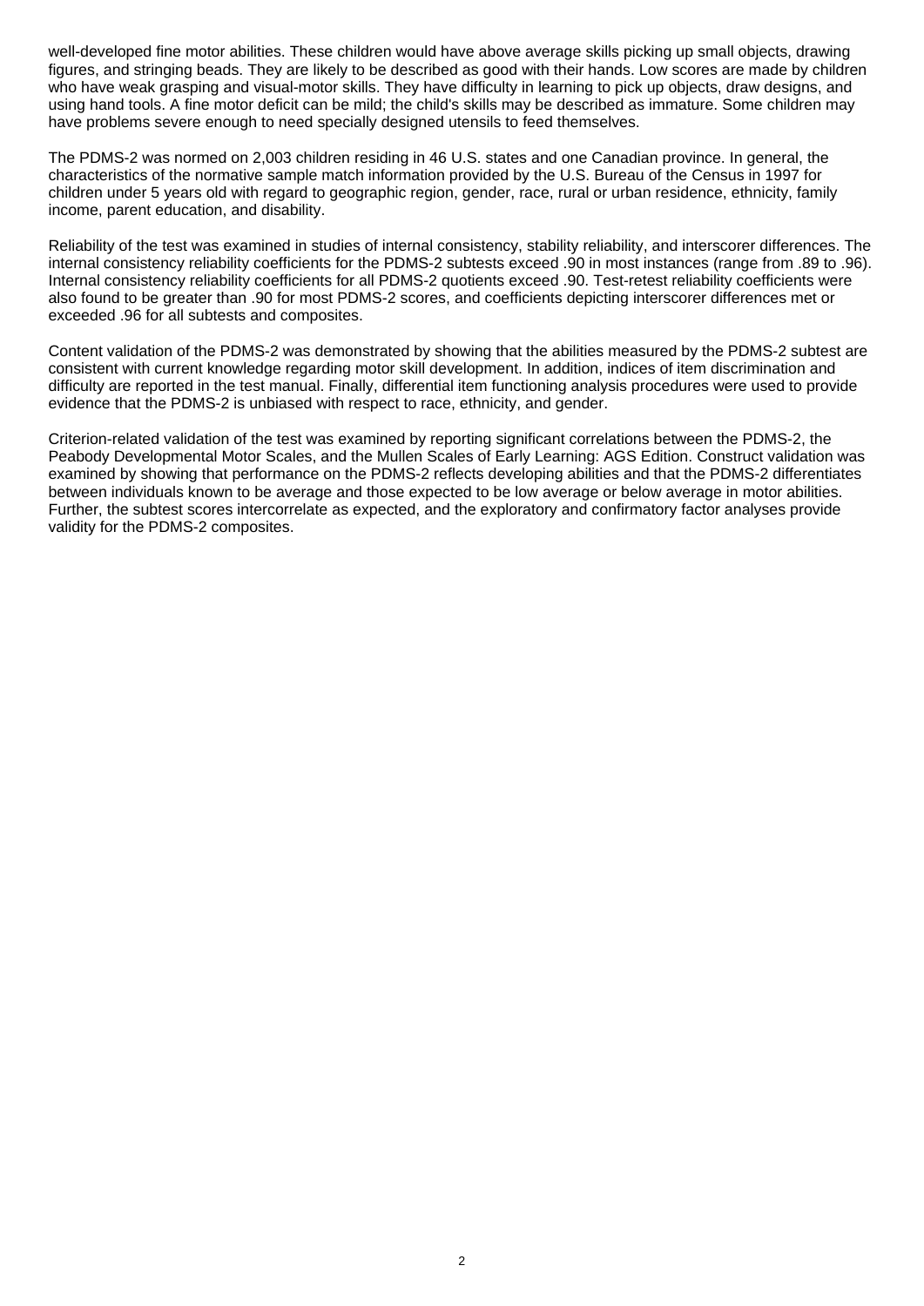well-developed fine motor abilities. These children would have above average skills picking up small objects, drawing figures, and stringing beads. They are likely to be described as good with their hands. Low scores are made by children who have weak grasping and visual-motor skills. They have difficulty in learning to pick up objects, draw designs, and using hand tools. A fine motor deficit can be mild; the child's skills may be described as immature. Some children may have problems severe enough to need specially designed utensils to feed themselves.

The PDMS-2 was normed on 2,003 children residing in 46 U.S. states and one Canadian province. In general, the characteristics of the normative sample match information provided by the U.S. Bureau of the Census in 1997 for children under 5 years old with regard to geographic region, gender, race, rural or urban residence, ethnicity, family income, parent education, and disability.

Reliability of the test was examined in studies of internal consistency, stability reliability, and interscorer differences. The internal consistency reliability coefficients for the PDMS-2 subtests exceed .90 in most instances (range from .89 to .96). Internal consistency reliability coefficients for all PDMS-2 quotients exceed .90. Test-retest reliability coefficients were also found to be greater than .90 for most PDMS-2 scores, and coefficients depicting interscorer differences met or exceeded .96 for all subtests and composites.

Content validation of the PDMS-2 was demonstrated by showing that the abilities measured by the PDMS-2 subtest are consistent with current knowledge regarding motor skill development. In addition, indices of item discrimination and difficulty are reported in the test manual. Finally, differential item functioning analysis procedures were used to provide evidence that the PDMS-2 is unbiased with respect to race, ethnicity, and gender.

Criterion-related validation of the test was examined by reporting significant correlations between the PDMS-2, the Peabody Developmental Motor Scales, and the Mullen Scales of Early Learning: AGS Edition. Construct validation was examined by showing that performance on the PDMS-2 reflects developing abilities and that the PDMS-2 differentiates between individuals known to be average and those expected to be low average or below average in motor abilities. Further, the subtest scores intercorrelate as expected, and the exploratory and confirmatory factor analyses provide validity for the PDMS-2 composites.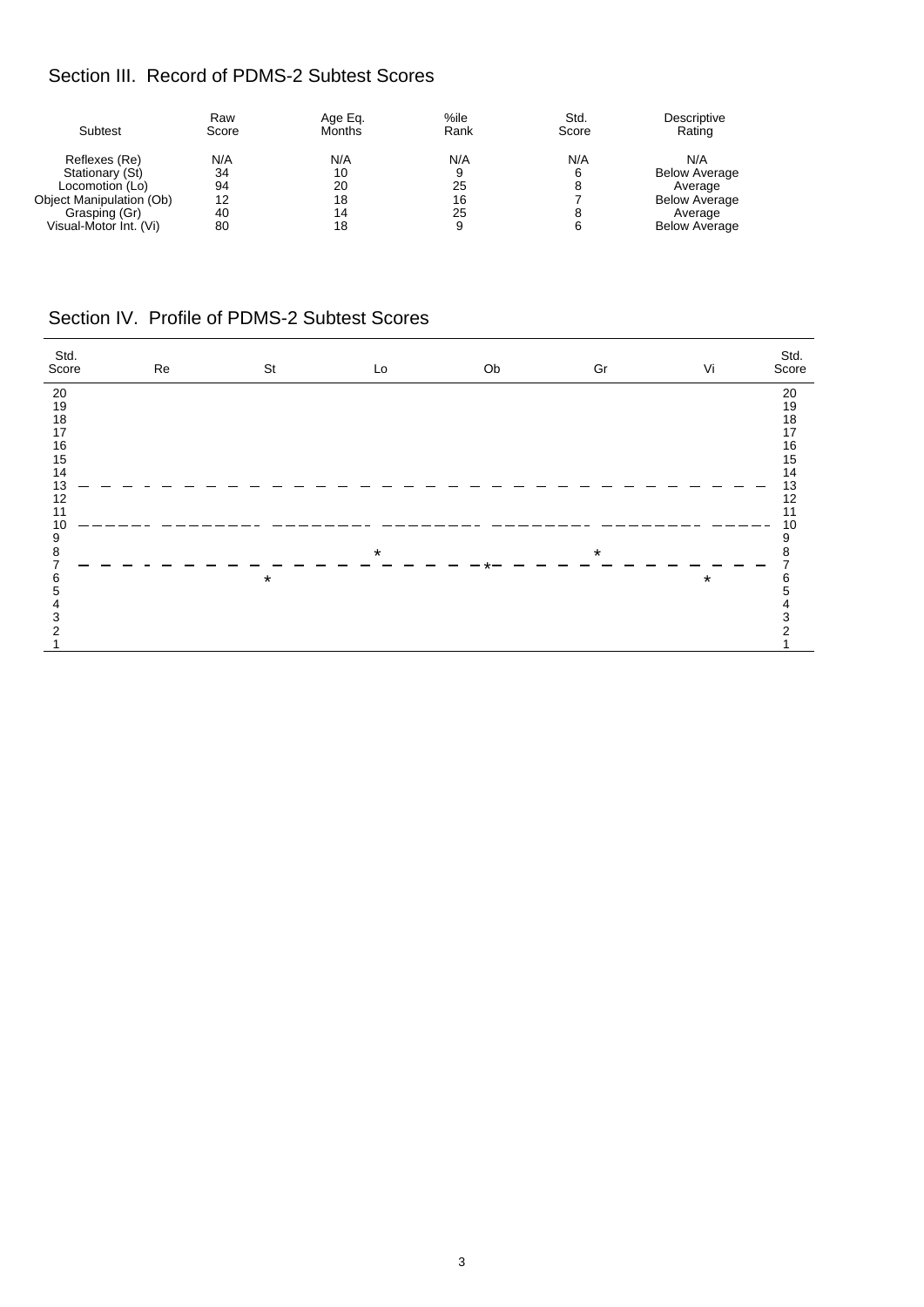## Section III. Record of PDMS-2 Subtest Scores

| Subtest | Raw Score | Age Eq. Months | %ile Rank | Std. Score | Descriptive Rating |
|---|---|---|---|---|---|
| Reflexes (Re) | N/A | N/A | N/A | N/A | N/A |
| Stationary (St) | 34 | 10 | 9 | 6 | Below Average |
| Locomotion (Lo) | 94 | 20 | 25 | 8 | Average |
| Object Manipulation (Ob) | 12 | 18 | 16 | 7 | Below Average |
| Grasping (Gr) | 40 | 14 | 25 | 8 | Average |
| Visual-Motor Int. (Vi) | 80 | 18 | 9 | 6 | Below Average |

## Section IV. Profile of PDMS-2 Subtest Scores

| Std. Score | Re | St | Lo | Ob | Gr | Vi | Std. Score |
|---|---|---|---|---|---|---|---|
| 20 | | | | | | | 20 |
| 19 | | | | | | | 19 |
| 18 | | | | | | | 18 |
| 17 | | | | | | | 17 |
| 16 | | | | | | | 16 |
| 15 | | | | | | | 15 |
| 14 | | | | | | | 14 |
| 13 | | | | | | | 13 |
| 12 | | | | | | | 12 |
| 11 | | | | | | | 11 |
| 10 | | | | | | | 10 |
| 9 | | | | | | | 9 |
| 8 | | | * | | * | | 8 |
| 7 | | | | * | | | 7 |
| 6 | | * | | | | * | 6 |
| 5 | | | | | | | 5 |
| 4 | | | | | | | 4 |
| 3 | | | | | | | 3 |
| 2 | | | | | | | 2 |
| 1 | | | | | | | 1 |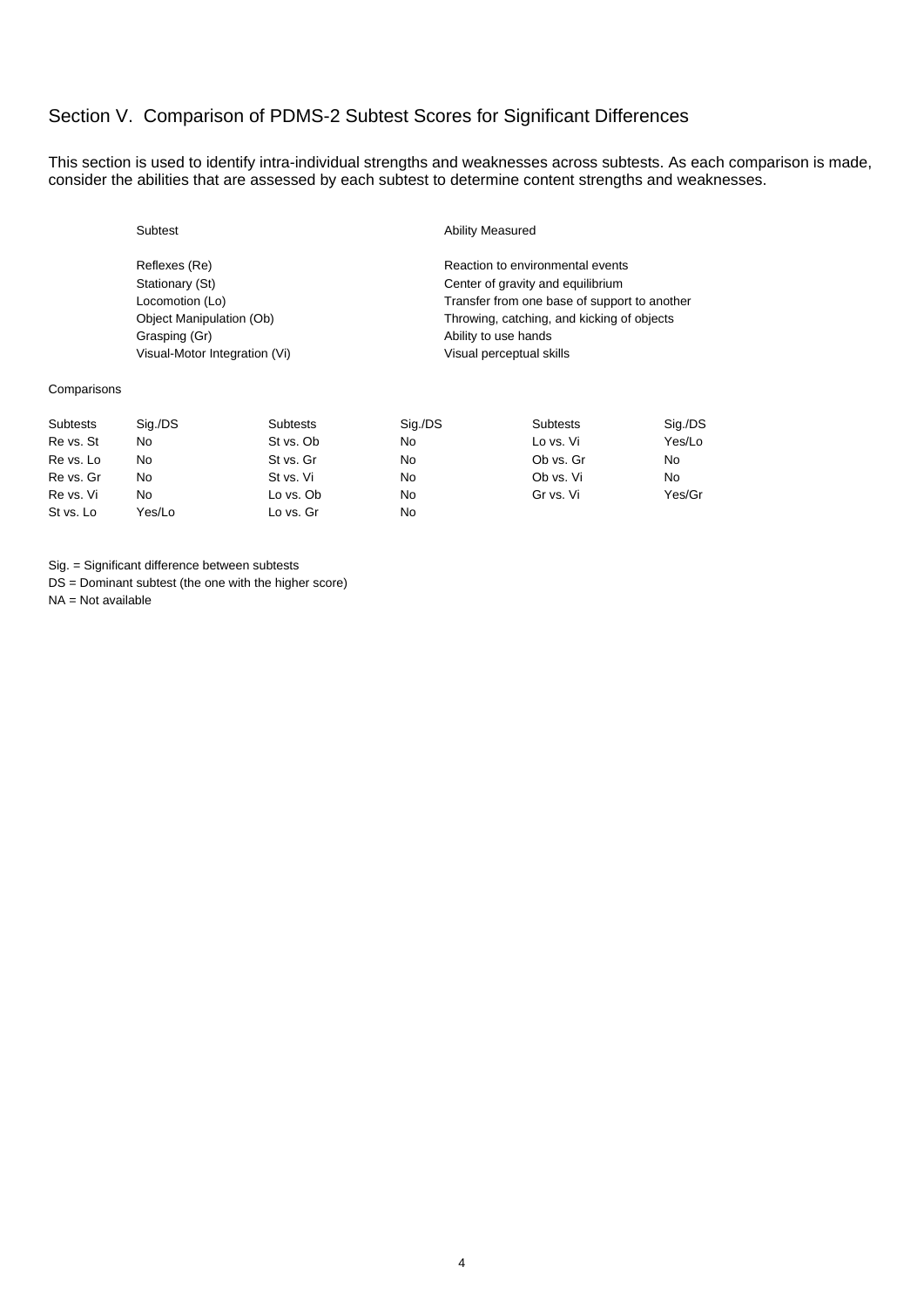## Section V. Comparison of PDMS-2 Subtest Scores for Significant Differences

This section is used to identify intra-individual strengths and weaknesses across subtests. As each comparison is made, consider the abilities that are assessed by each subtest to determine content strengths and weaknesses.

| Subtest | Ability Measured |
|---|---|
| Reflexes (Re) | Reaction to environmental events |
| Stationary (St) | Center of gravity and equilibrium |
| Locomotion (Lo) | Transfer from one base of support to another |
| Object Manipulation (Ob) | Throwing, catching, and kicking of objects |
| Grasping (Gr) | Ability to use hands |
| Visual-Motor Integration (Vi) | Visual perceptual skills |

Comparisons

| Subtests | Sig./DS | Subtests | Sig./DS | Subtests | Sig./DS |
|---|---|---|---|---|---|
| Re vs. St | No | St vs. Ob | No | Lo vs. Vi | Yes/Lo |
| Re vs. Lo | No | St vs. Gr | No | Ob vs. Gr | No |
| Re vs. Gr | No | St vs. Vi | No | Ob vs. Vi | No |
| Re vs. Vi | No | Lo vs. Ob | No | Gr vs. Vi | Yes/Gr |
| St vs. Lo | Yes/Lo | Lo vs. Gr | No | | |

Sig. = Significant difference between subtests

DS = Dominant subtest (the one with the higher score)

NA = Not available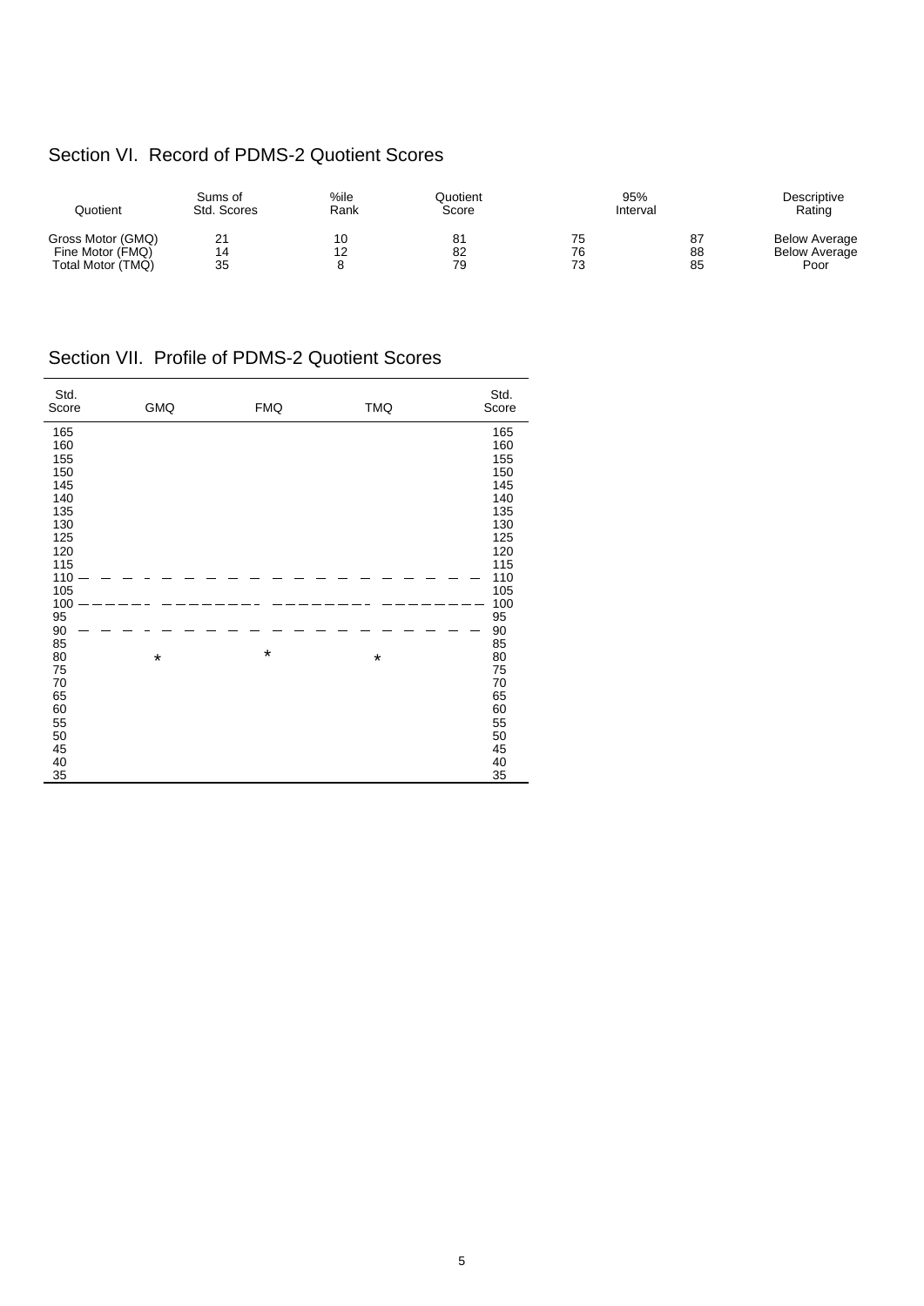## Section VI. Record of PDMS-2 Quotient Scores

| Quotient | Sums of Std. Scores | %ile Rank | Quotient Score | 95% Interval | | Descriptive Rating |
|---|---|---|---|---|---|---|
| Gross Motor (GMQ) | 21 | 10 | 81 | 75 | 87 | Below Average |
| Fine Motor (FMQ) | 14 | 12 | 82 | 76 | 88 | Below Average |
| Total Motor (TMQ) | 35 | 8 | 79 | 73 | 85 | Poor |

## Section VII. Profile of PDMS-2 Quotient Scores

| Std. Score | GMQ | FMQ | TMQ | Std. Score |
|---|---|---|---|---|
| 165 | | | | 165 |
| 160 | | | | 160 |
| 155 | | | | 155 |
| 150 | | | | 150 |
| 145 | | | | 145 |
| 140 | | | | 140 |
| 135 | | | | 135 |
| 130 | | | | 130 |
| 125 | | | | 125 |
| 120 | | | | 120 |
| 115 | | | | 115 |
| 110 | — — — | — — — | — — — | 110 |
| 105 | | | | 105 |
| 100 | ——— | ——— | ——— | 100 |
| 95 | | | | 95 |
| 90 | — — — | — — — | — — — | 90 |
| 85 | | | | 85 |
| 80 | * | * | * | 80 |
| 75 | | | | 75 |
| 70 | | | | 70 |
| 65 | | | | 65 |
| 60 | | | | 60 |
| 55 | | | | 55 |
| 50 | | | | 50 |
| 45 | | | | 45 |
| 40 | | | | 40 |
| 35 | | | | 35 |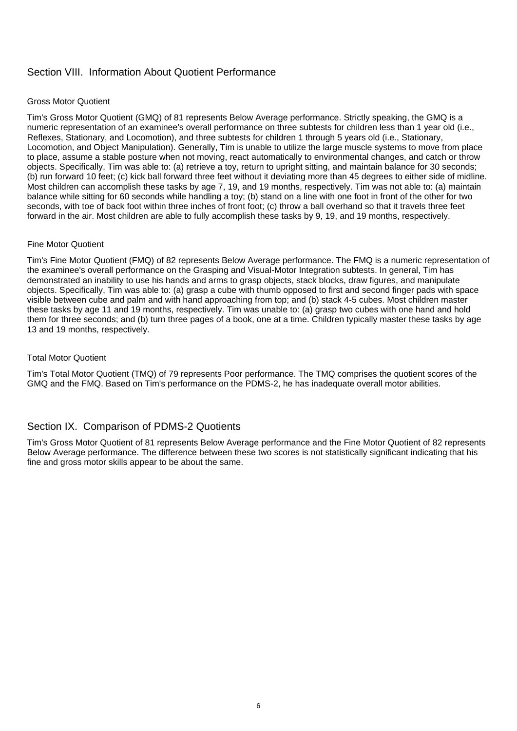## Section VIII. Information About Quotient Performance

### Gross Motor Quotient

Tim's Gross Motor Quotient (GMQ) of 81 represents Below Average performance. Strictly speaking, the GMQ is a numeric representation of an examinee's overall performance on three subtests for children less than 1 year old (i.e., Reflexes, Stationary, and Locomotion), and three subtests for children 1 through 5 years old (i.e., Stationary, Locomotion, and Object Manipulation). Generally, Tim is unable to utilize the large muscle systems to move from place to place, assume a stable posture when not moving, react automatically to environmental changes, and catch or throw objects. Specifically, Tim was able to: (a) retrieve a toy, return to upright sitting, and maintain balance for 30 seconds; (b) run forward 10 feet; (c) kick ball forward three feet without it deviating more than 45 degrees to either side of midline. Most children can accomplish these tasks by age 7, 19, and 19 months, respectively. Tim was not able to: (a) maintain balance while sitting for 60 seconds while handling a toy; (b) stand on a line with one foot in front of the other for two seconds, with toe of back foot within three inches of front foot; (c) throw a ball overhand so that it travels three feet forward in the air. Most children are able to fully accomplish these tasks by 9, 19, and 19 months, respectively.

### Fine Motor Quotient

Tim's Fine Motor Quotient (FMQ) of 82 represents Below Average performance. The FMQ is a numeric representation of the examinee's overall performance on the Grasping and Visual-Motor Integration subtests. In general, Tim has demonstrated an inability to use his hands and arms to grasp objects, stack blocks, draw figures, and manipulate objects. Specifically, Tim was able to: (a) grasp a cube with thumb opposed to first and second finger pads with space visible between cube and palm and with hand approaching from top; and (b) stack 4-5 cubes. Most children master these tasks by age 11 and 19 months, respectively. Tim was unable to: (a) grasp two cubes with one hand and hold them for three seconds; and (b) turn three pages of a book, one at a time. Children typically master these tasks by age 13 and 19 months, respectively.

### Total Motor Quotient

Tim's Total Motor Quotient (TMQ) of 79 represents Poor performance. The TMQ comprises the quotient scores of the GMQ and the FMQ. Based on Tim's performance on the PDMS-2, he has inadequate overall motor abilities.

## Section IX. Comparison of PDMS-2 Quotients

Tim's Gross Motor Quotient of 81 represents Below Average performance and the Fine Motor Quotient of 82 represents Below Average performance. The difference between these two scores is not statistically significant indicating that his fine and gross motor skills appear to be about the same.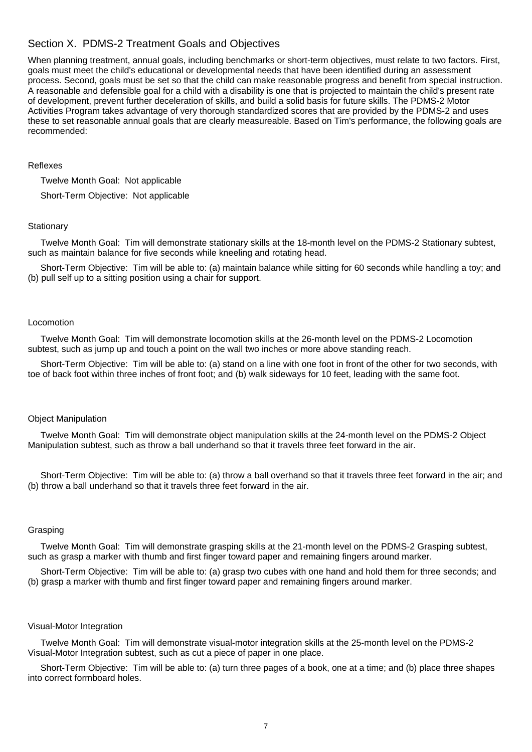## Section X. PDMS-2 Treatment Goals and Objectives

When planning treatment, annual goals, including benchmarks or short-term objectives, must relate to two factors. First, goals must meet the child's educational or developmental needs that have been identified during an assessment process. Second, goals must be set so that the child can make reasonable progress and benefit from special instruction. A reasonable and defensible goal for a child with a disability is one that is projected to maintain the child's present rate of development, prevent further deceleration of skills, and build a solid basis for future skills. The PDMS-2 Motor Activities Program takes advantage of very thorough standardized scores that are provided by the PDMS-2 and uses these to set reasonable annual goals that are clearly measureable. Based on Tim's performance, the following goals are recommended:

### Reflexes

Twelve Month Goal: Not applicable

Short-Term Objective: Not applicable

### Stationary

Twelve Month Goal: Tim will demonstrate stationary skills at the 18-month level on the PDMS-2 Stationary subtest, such as maintain balance for five seconds while kneeling and rotating head.

Short-Term Objective: Tim will be able to: (a) maintain balance while sitting for 60 seconds while handling a toy; and (b) pull self up to a sitting position using a chair for support.

### Locomotion

Twelve Month Goal: Tim will demonstrate locomotion skills at the 26-month level on the PDMS-2 Locomotion subtest, such as jump up and touch a point on the wall two inches or more above standing reach.

Short-Term Objective: Tim will be able to: (a) stand on a line with one foot in front of the other for two seconds, with toe of back foot within three inches of front foot; and (b) walk sideways for 10 feet, leading with the same foot.

### Object Manipulation

Twelve Month Goal: Tim will demonstrate object manipulation skills at the 24-month level on the PDMS-2 Object Manipulation subtest, such as throw a ball underhand so that it travels three feet forward in the air.

Short-Term Objective: Tim will be able to: (a) throw a ball overhand so that it travels three feet forward in the air; and (b) throw a ball underhand so that it travels three feet forward in the air.

### Grasping

Twelve Month Goal: Tim will demonstrate grasping skills at the 21-month level on the PDMS-2 Grasping subtest, such as grasp a marker with thumb and first finger toward paper and remaining fingers around marker.

Short-Term Objective: Tim will be able to: (a) grasp two cubes with one hand and hold them for three seconds; and (b) grasp a marker with thumb and first finger toward paper and remaining fingers around marker.

### Visual-Motor Integration

Twelve Month Goal: Tim will demonstrate visual-motor integration skills at the 25-month level on the PDMS-2 Visual-Motor Integration subtest, such as cut a piece of paper in one place.

Short-Term Objective: Tim will be able to: (a) turn three pages of a book, one at a time; and (b) place three shapes into correct formboard holes.